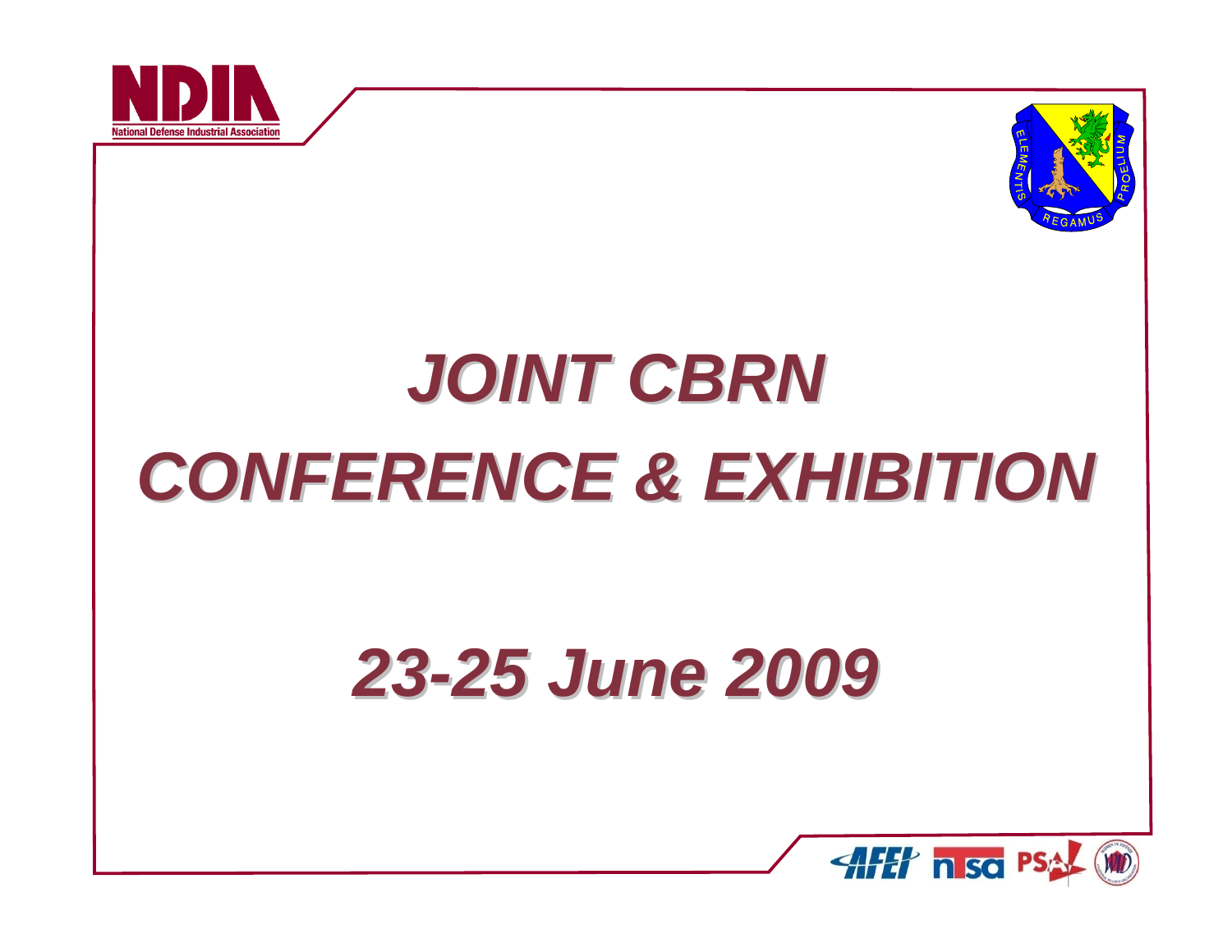# JOINT CBRN CONFERENCE & EXHIBITION

## 23-25 June 2009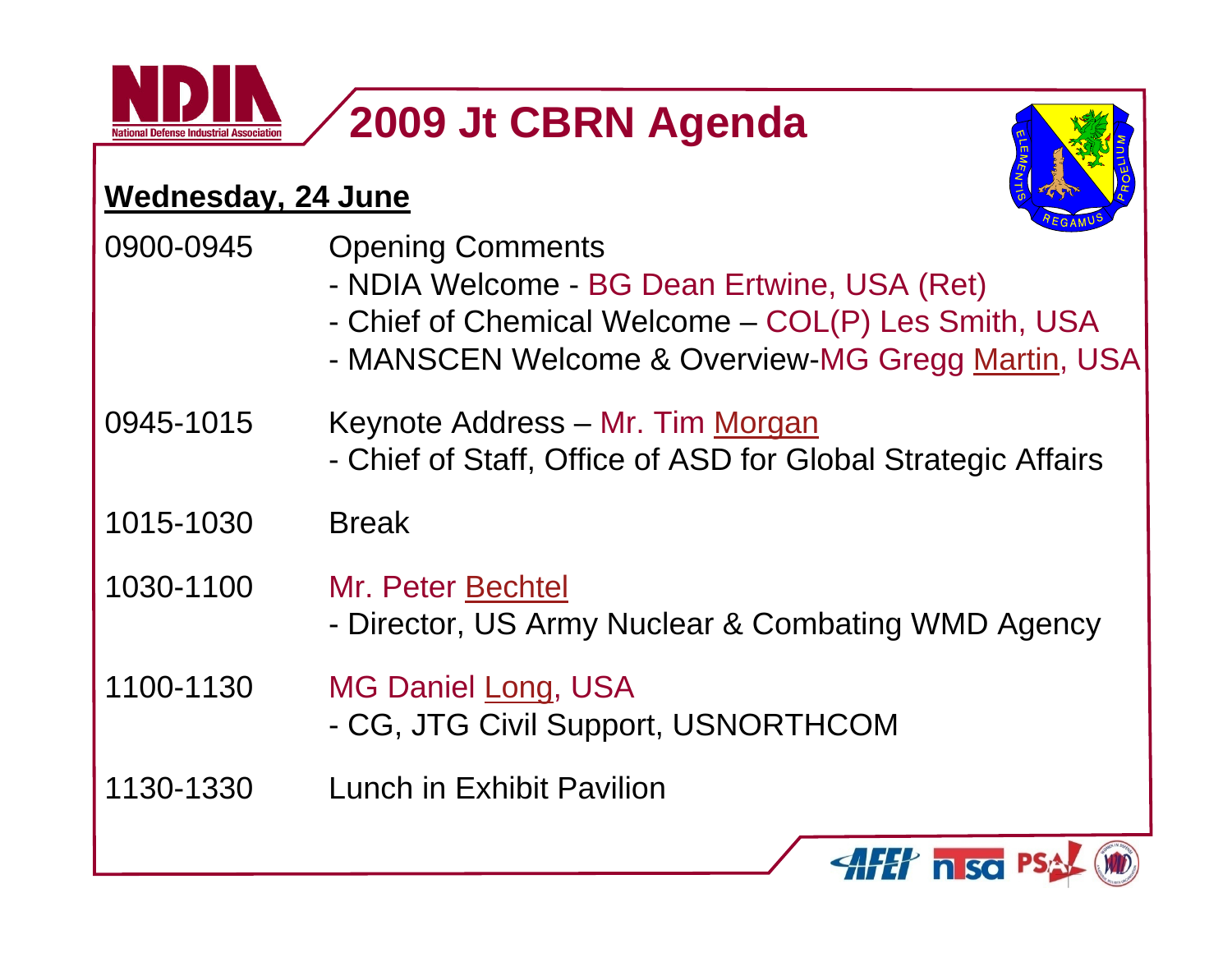# 2009 Jt CBRN Agenda

## Wednesday, 24 June

| | |
|---|---|
| 0900-0945 | Opening Comments<br>- NDIA Welcome - BG Dean Ertwine, USA (Ret)<br>- Chief of Chemical Welcome – COL(P) Les Smith, USA<br>- MANSCEN Welcome & Overview-MG Gregg Martin, USA |
| 0945-1015 | Keynote Address – Mr. Tim Morgan<br>- Chief of Staff, Office of ASD for Global Strategic Affairs |
| 1015-1030 | Break |
| 1030-1100 | Mr. Peter Bechtel<br>- Director, US Army Nuclear & Combating WMD Agency |
| 1100-1130 | MG Daniel Long, USA<br>- CG, JTG Civil Support, USNORTHCOM |
| 1130-1330 | Lunch in Exhibit Pavilion |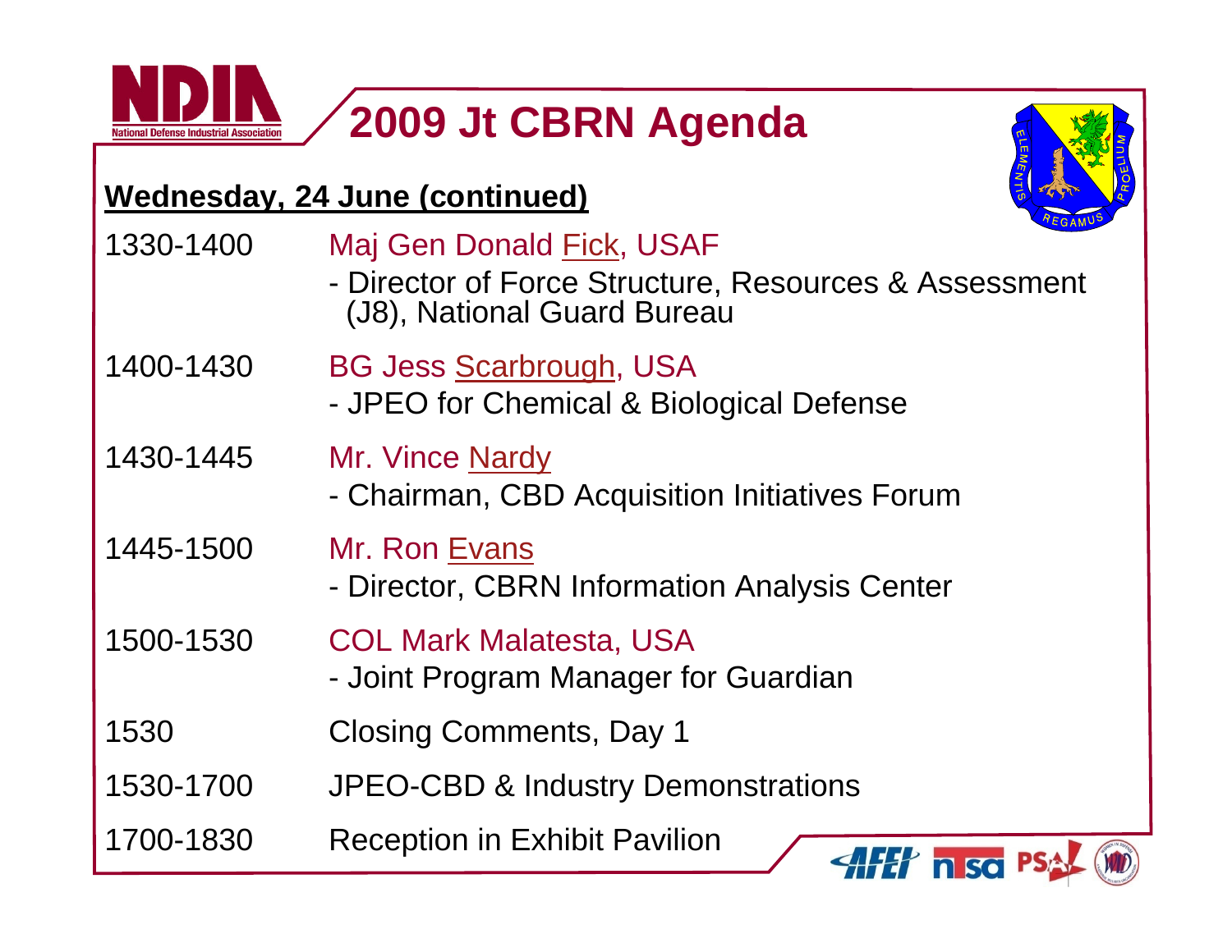# 2009 Jt CBRN Agenda

**Wednesday, 24 June (continued)**

| | |
|---|---|
| 1330-1400 | Maj Gen Donald Fick, USAF<br>- Director of Force Structure, Resources & Assessment (J8), National Guard Bureau |
| 1400-1430 | BG Jess Scarbrough, USA<br>- JPEO for Chemical & Biological Defense |
| 1430-1445 | Mr. Vince Nardy<br>- Chairman, CBD Acquisition Initiatives Forum |
| 1445-1500 | Mr. Ron Evans<br>- Director, CBRN Information Analysis Center |
| 1500-1530 | COL Mark Malatesta, USA<br>- Joint Program Manager for Guardian |
| 1530 | Closing Comments, Day 1 |
| 1530-1700 | JPEO-CBD & Industry Demonstrations |
| 1700-1830 | Reception in Exhibit Pavilion |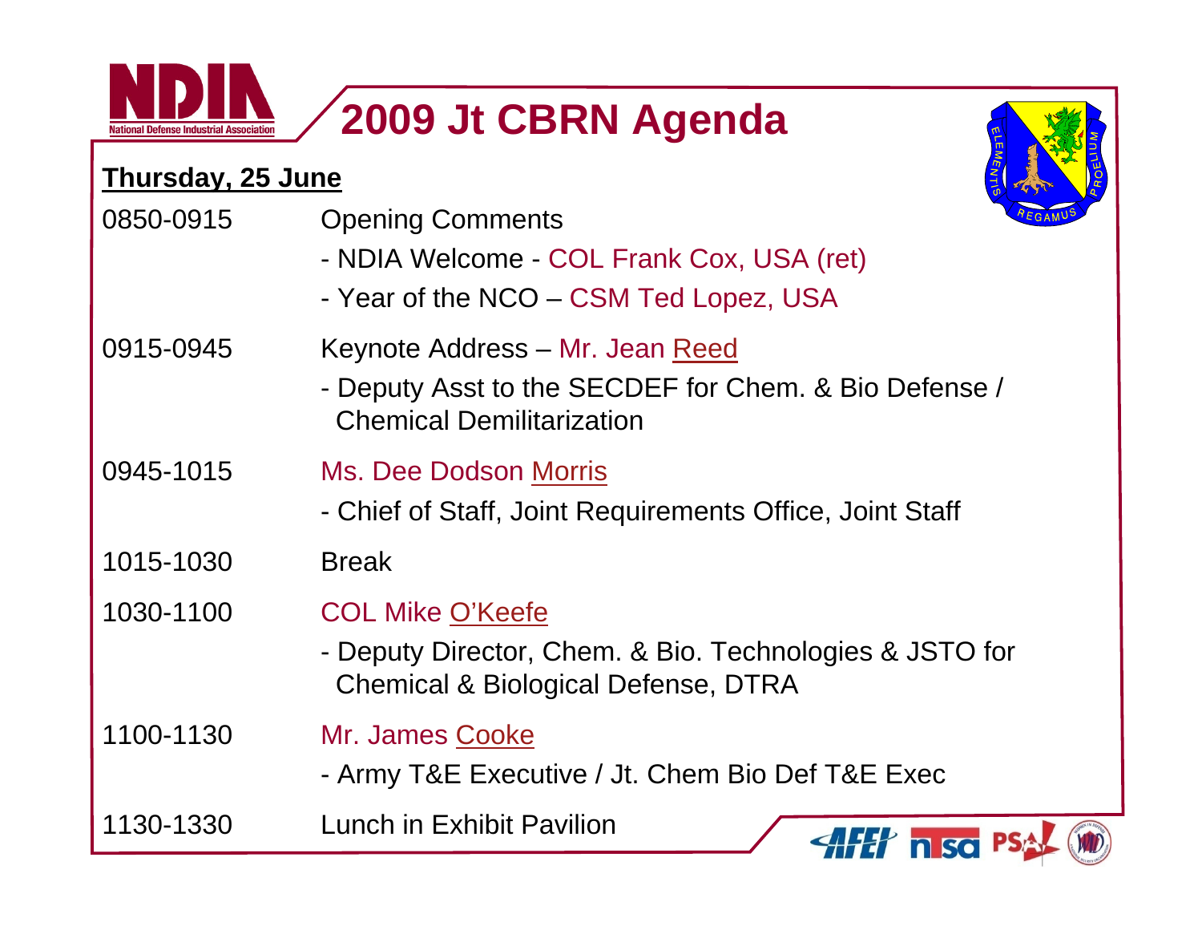# 2009 Jt CBRN Agenda

**Thursday, 25 June**

| | |
|---|---|
| 0850-0915 | Opening Comments<br>- NDIA Welcome - COL Frank Cox, USA (ret)<br>- Year of the NCO – CSM Ted Lopez, USA |
| 0915-0945 | Keynote Address – Mr. Jean Reed<br>- Deputy Asst to the SECDEF for Chem. & Bio Defense / Chemical Demilitarization |
| 0945-1015 | Ms. Dee Dodson Morris<br>- Chief of Staff, Joint Requirements Office, Joint Staff |
| 1015-1030 | Break |
| 1030-1100 | COL Mike O'Keefe<br>- Deputy Director, Chem. & Bio. Technologies & JSTO for Chemical & Biological Defense, DTRA |
| 1100-1130 | Mr. James Cooke<br>- Army T&E Executive / Jt. Chem Bio Def T&E Exec |
| 1130-1330 | Lunch in Exhibit Pavilion |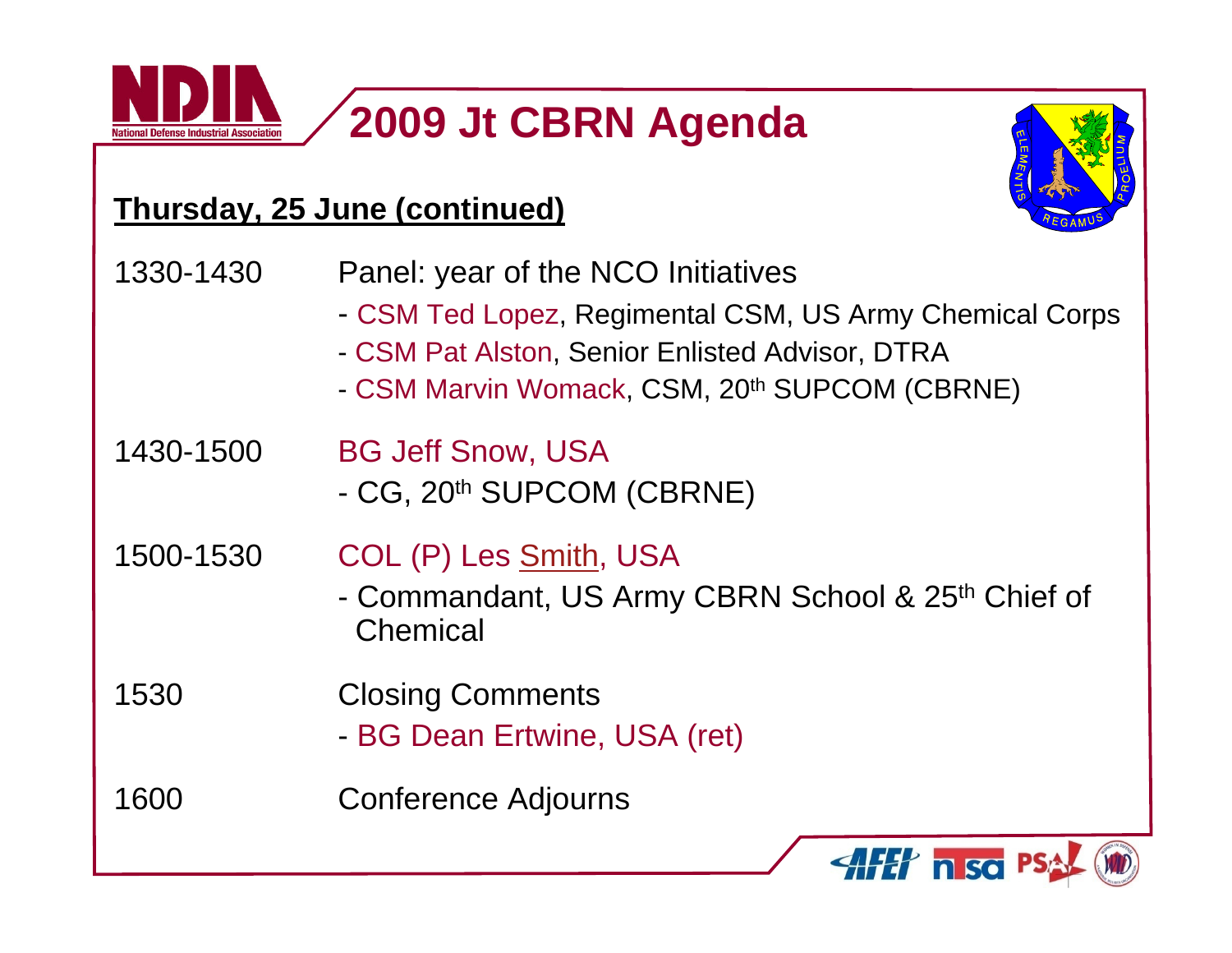# 2009 Jt CBRN Agenda

**Thursday, 25 June (continued)**

| | |
|---|---|
| 1330-1430 | Panel: year of the NCO Initiatives<br>- CSM Ted Lopez, Regimental CSM, US Army Chemical Corps<br>- CSM Pat Alston, Senior Enlisted Advisor, DTRA<br>- CSM Marvin Womack, CSM, 20th SUPCOM (CBRNE) |
| 1430-1500 | BG Jeff Snow, USA<br>- CG, 20th SUPCOM (CBRNE) |
| 1500-1530 | COL (P) Les Smith, USA<br>- Commandant, US Army CBRN School & 25th Chief of Chemical |
| 1530 | Closing Comments<br>- BG Dean Ertwine, USA (ret) |
| 1600 | Conference Adjourns |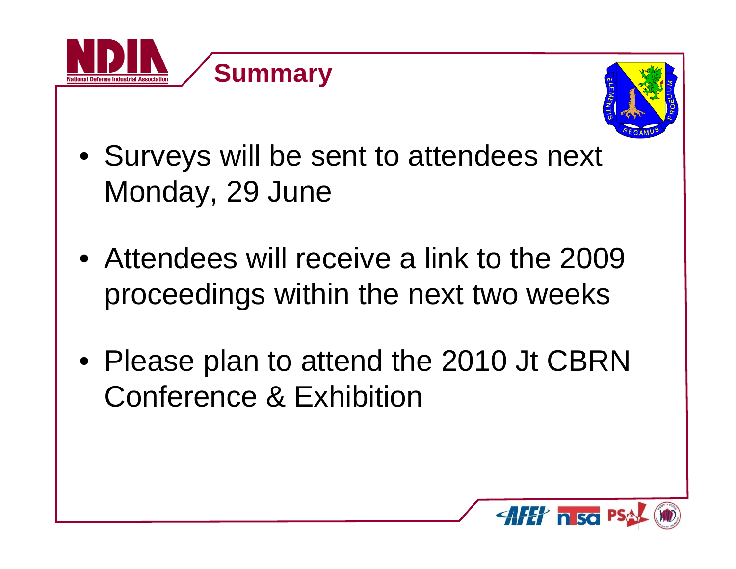# Summary

- Surveys will be sent to attendees next Monday, 29 June
- Attendees will receive a link to the 2009 proceedings within the next two weeks
- Please plan to attend the 2010 Jt CBRN Conference & Exhibition